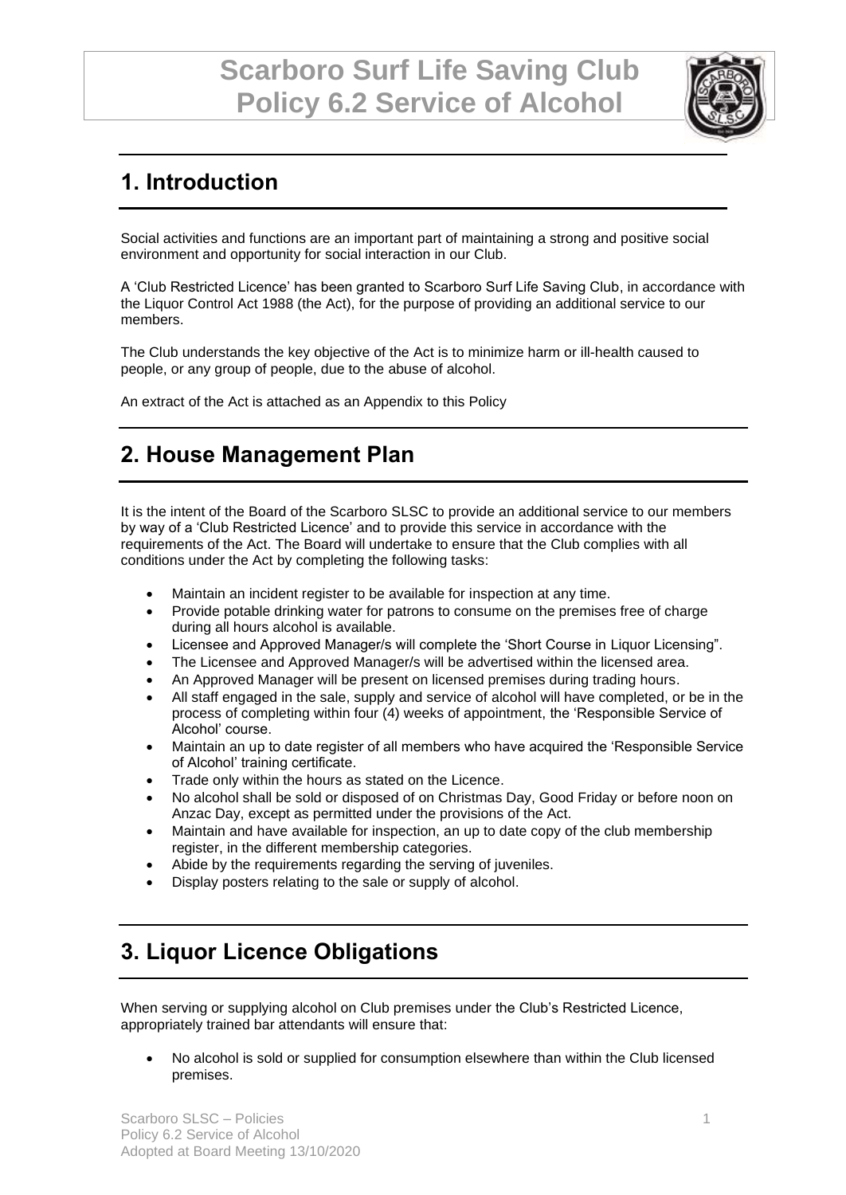# Scarboro Surf Life Saving Club
# Policy 6.2 Service of Alcohol

## 1. Introduction

Social activities and functions are an important part of maintaining a strong and positive social environment and opportunity for social interaction in our Club.

A 'Club Restricted Licence' has been granted to Scarboro Surf Life Saving Club, in accordance with the Liquor Control Act 1988 (the Act), for the purpose of providing an additional service to our members.

The Club understands the key objective of the Act is to minimize harm or ill-health caused to people, or any group of people, due to the abuse of alcohol.

An extract of the Act is attached as an Appendix to this Policy

## 2. House Management Plan

It is the intent of the Board of the Scarboro SLSC to provide an additional service to our members by way of a 'Club Restricted Licence' and to provide this service in accordance with the requirements of the Act. The Board will undertake to ensure that the Club complies with all conditions under the Act by completing the following tasks:

- Maintain an incident register to be available for inspection at any time.
- Provide potable drinking water for patrons to consume on the premises free of charge during all hours alcohol is available.
- Licensee and Approved Manager/s will complete the 'Short Course in Liquor Licensing".
- The Licensee and Approved Manager/s will be advertised within the licensed area.
- An Approved Manager will be present on licensed premises during trading hours.
- All staff engaged in the sale, supply and service of alcohol will have completed, or be in the process of completing within four (4) weeks of appointment, the 'Responsible Service of Alcohol' course.
- Maintain an up to date register of all members who have acquired the 'Responsible Service of Alcohol' training certificate.
- Trade only within the hours as stated on the Licence.
- No alcohol shall be sold or disposed of on Christmas Day, Good Friday or before noon on Anzac Day, except as permitted under the provisions of the Act.
- Maintain and have available for inspection, an up to date copy of the club membership register, in the different membership categories.
- Abide by the requirements regarding the serving of juveniles.
- Display posters relating to the sale or supply of alcohol.

## 3. Liquor Licence Obligations

When serving or supplying alcohol on Club premises under the Club's Restricted Licence, appropriately trained bar attendants will ensure that:

- No alcohol is sold or supplied for consumption elsewhere than within the Club licensed premises.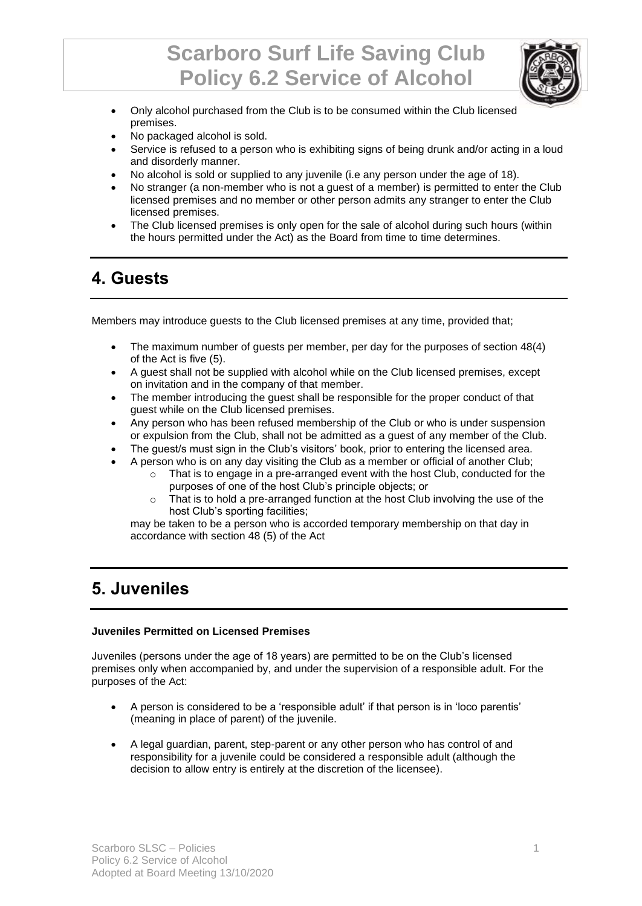- Only alcohol purchased from the Club is to be consumed within the Club licensed premises.
- No packaged alcohol is sold.
- Service is refused to a person who is exhibiting signs of being drunk and/or acting in a loud and disorderly manner.
- No alcohol is sold or supplied to any juvenile (i.e any person under the age of 18).
- No stranger (a non-member who is not a guest of a member) is permitted to enter the Club licensed premises and no member or other person admits any stranger to enter the Club licensed premises.
- The Club licensed premises is only open for the sale of alcohol during such hours (within the hours permitted under the Act) as the Board from time to time determines.

## 4. Guests

Members may introduce guests to the Club licensed premises at any time, provided that;

- The maximum number of guests per member, per day for the purposes of section 48(4) of the Act is five (5).
- A guest shall not be supplied with alcohol while on the Club licensed premises, except on invitation and in the company of that member.
- The member introducing the guest shall be responsible for the proper conduct of that guest while on the Club licensed premises.
- Any person who has been refused membership of the Club or who is under suspension or expulsion from the Club, shall not be admitted as a guest of any member of the Club.
- The guest/s must sign in the Club's visitors' book, prior to entering the licensed area.
- A person who is on any day visiting the Club as a member or official of another Club;
  - That is to engage in a pre-arranged event with the host Club, conducted for the purposes of one of the host Club's principle objects; or
  - That is to hold a pre-arranged function at the host Club involving the use of the host Club's sporting facilities;

  may be taken to be a person who is accorded temporary membership on that day in accordance with section 48 (5) of the Act

## 5. Juveniles

**Juveniles Permitted on Licensed Premises**

Juveniles (persons under the age of 18 years) are permitted to be on the Club's licensed premises only when accompanied by, and under the supervision of a responsible adult. For the purposes of the Act:

- A person is considered to be a 'responsible adult' if that person is in 'loco parentis' (meaning in place of parent) of the juvenile.
- A legal guardian, parent, step-parent or any other person who has control of and responsibility for a juvenile could be considered a responsible adult (although the decision to allow entry is entirely at the discretion of the licensee).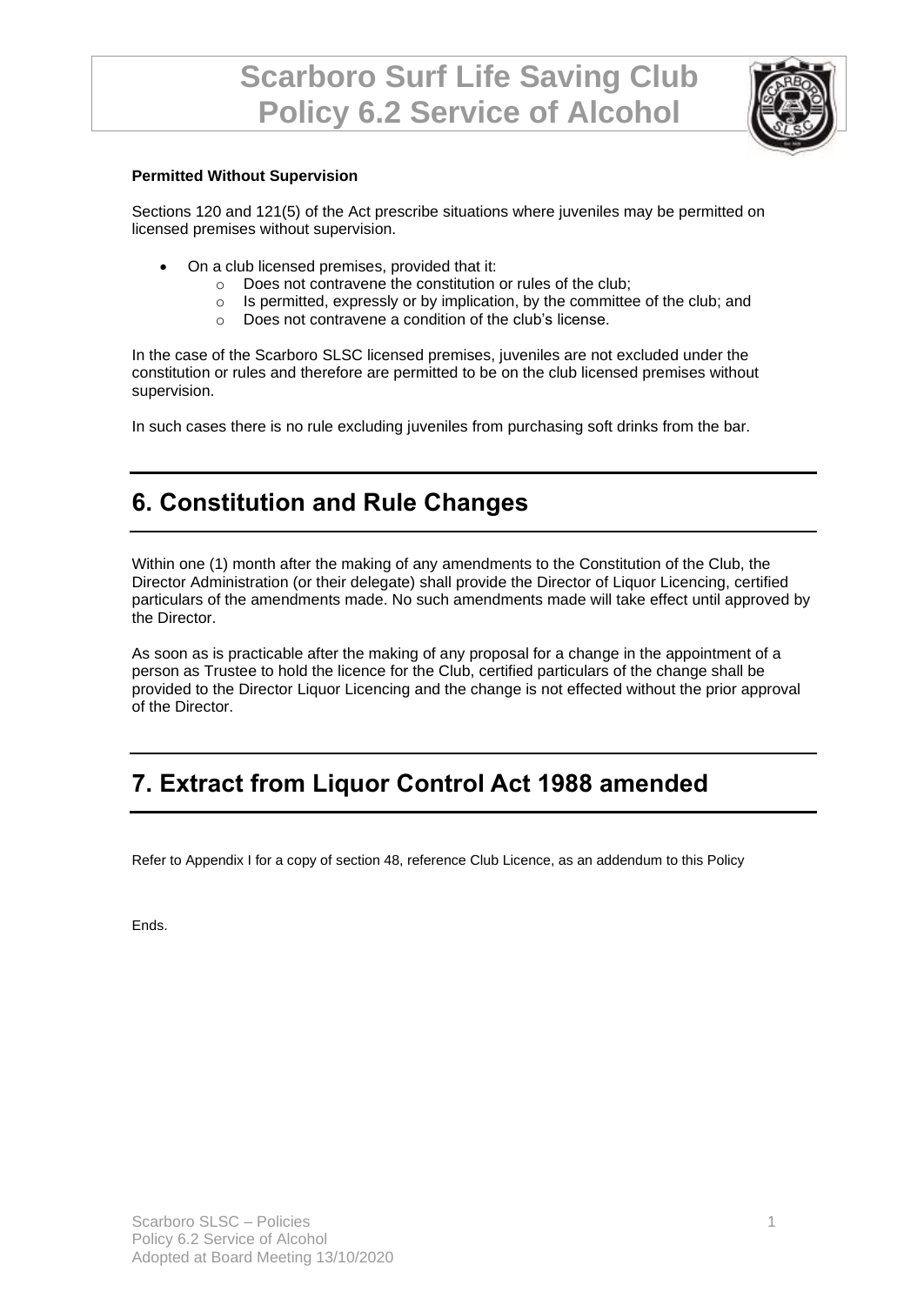**Permitted Without Supervision**

Sections 120 and 121(5) of the Act prescribe situations where juveniles may be permitted on licensed premises without supervision.

- On a club licensed premises, provided that it:
  - Does not contravene the constitution or rules of the club;
  - Is permitted, expressly or by implication, by the committee of the club; and
  - Does not contravene a condition of the club's license.

In the case of the Scarboro SLSC licensed premises, juveniles are not excluded under the constitution or rules and therefore are permitted to be on the club licensed premises without supervision.

In such cases there is no rule excluding juveniles from purchasing soft drinks from the bar.

## 6. Constitution and Rule Changes

Within one (1) month after the making of any amendments to the Constitution of the Club, the Director Administration (or their delegate) shall provide the Director of Liquor Licencing, certified particulars of the amendments made. No such amendments made will take effect until approved by the Director.

As soon as is practicable after the making of any proposal for a change in the appointment of a person as Trustee to hold the licence for the Club, certified particulars of the change shall be provided to the Director Liquor Licencing and the change is not effected without the prior approval of the Director.

## 7. Extract from Liquor Control Act 1988 amended

Refer to Appendix I for a copy of section 48, reference Club Licence, as an addendum to this Policy

Ends.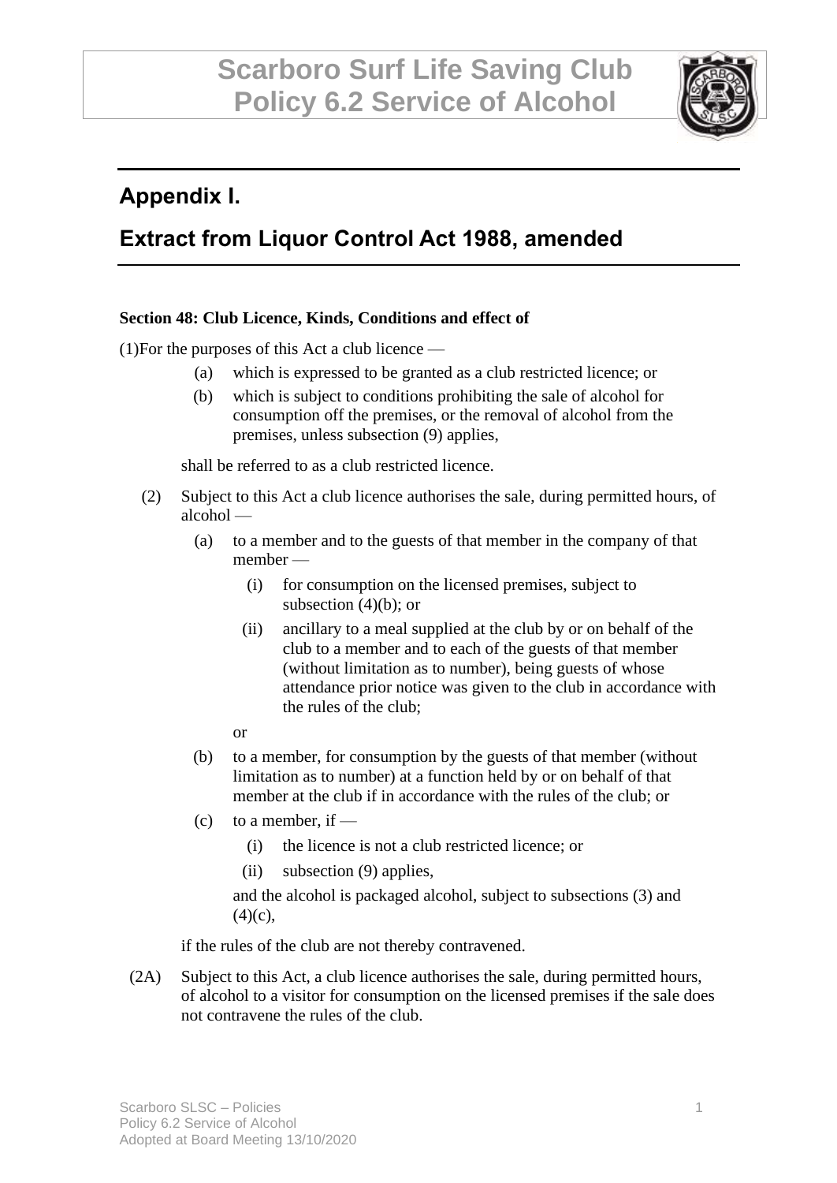## Appendix I.

## Extract from Liquor Control Act 1988, amended

**Section 48: Club Licence, Kinds, Conditions and effect of**

(1)For the purposes of this Act a club licence —

- (a) which is expressed to be granted as a club restricted licence; or
- (b) which is subject to conditions prohibiting the sale of alcohol for consumption off the premises, or the removal of alcohol from the premises, unless subsection (9) applies,

shall be referred to as a club restricted licence.

(2) Subject to this Act a club licence authorises the sale, during permitted hours, of alcohol —

- (a) to a member and to the guests of that member in the company of that member —
  - (i) for consumption on the licensed premises, subject to subsection (4)(b); or
  - (ii) ancillary to a meal supplied at the club by or on behalf of the club to a member and to each of the guests of that member (without limitation as to number), being guests of whose attendance prior notice was given to the club in accordance with the rules of the club;

  or
- (b) to a member, for consumption by the guests of that member (without limitation as to number) at a function held by or on behalf of that member at the club if in accordance with the rules of the club; or
- (c) to a member, if —
  - (i) the licence is not a club restricted licence; or
  - (ii) subsection (9) applies,

  and the alcohol is packaged alcohol, subject to subsections (3) and (4)(c),

if the rules of the club are not thereby contravened.

(2A) Subject to this Act, a club licence authorises the sale, during permitted hours, of alcohol to a visitor for consumption on the licensed premises if the sale does not contravene the rules of the club.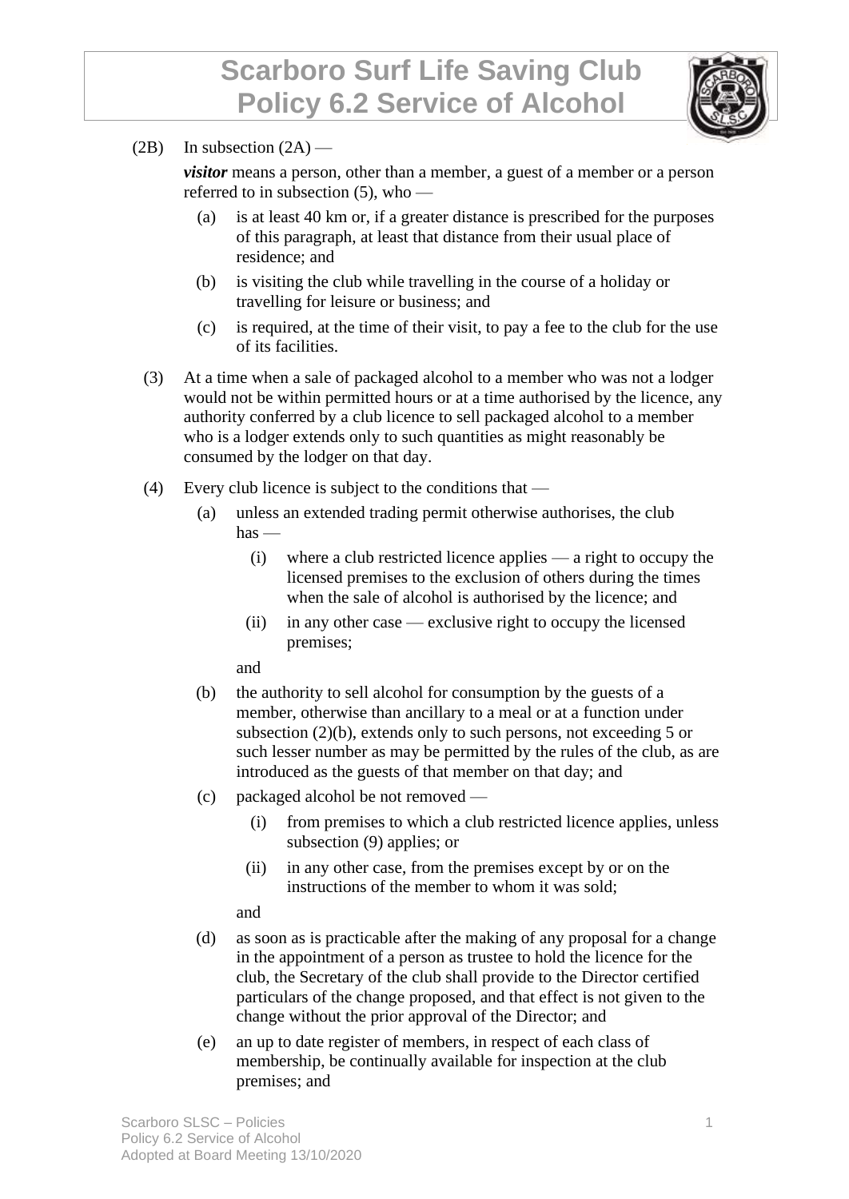(2B) In subsection (2A) —

***visitor*** means a person, other than a member, a guest of a member or a person referred to in subsection (5), who —

- (a) is at least 40 km or, if a greater distance is prescribed for the purposes of this paragraph, at least that distance from their usual place of residence; and
- (b) is visiting the club while travelling in the course of a holiday or travelling for leisure or business; and
- (c) is required, at the time of their visit, to pay a fee to the club for the use of its facilities.

(3) At a time when a sale of packaged alcohol to a member who was not a lodger would not be within permitted hours or at a time authorised by the licence, any authority conferred by a club licence to sell packaged alcohol to a member who is a lodger extends only to such quantities as might reasonably be consumed by the lodger on that day.

(4) Every club licence is subject to the conditions that —

- (a) unless an extended trading permit otherwise authorises, the club has —
  - (i) where a club restricted licence applies — a right to occupy the licensed premises to the exclusion of others during the times when the sale of alcohol is authorised by the licence; and
  - (ii) in any other case — exclusive right to occupy the licensed premises;

  and
- (b) the authority to sell alcohol for consumption by the guests of a member, otherwise than ancillary to a meal or at a function under subsection (2)(b), extends only to such persons, not exceeding 5 or such lesser number as may be permitted by the rules of the club, as are introduced as the guests of that member on that day; and
- (c) packaged alcohol be not removed —
  - (i) from premises to which a club restricted licence applies, unless subsection (9) applies; or
  - (ii) in any other case, from the premises except by or on the instructions of the member to whom it was sold;

  and
- (d) as soon as is practicable after the making of any proposal for a change in the appointment of a person as trustee to hold the licence for the club, the Secretary of the club shall provide to the Director certified particulars of the change proposed, and that effect is not given to the change without the prior approval of the Director; and
- (e) an up to date register of members, in respect of each class of membership, be continually available for inspection at the club premises; and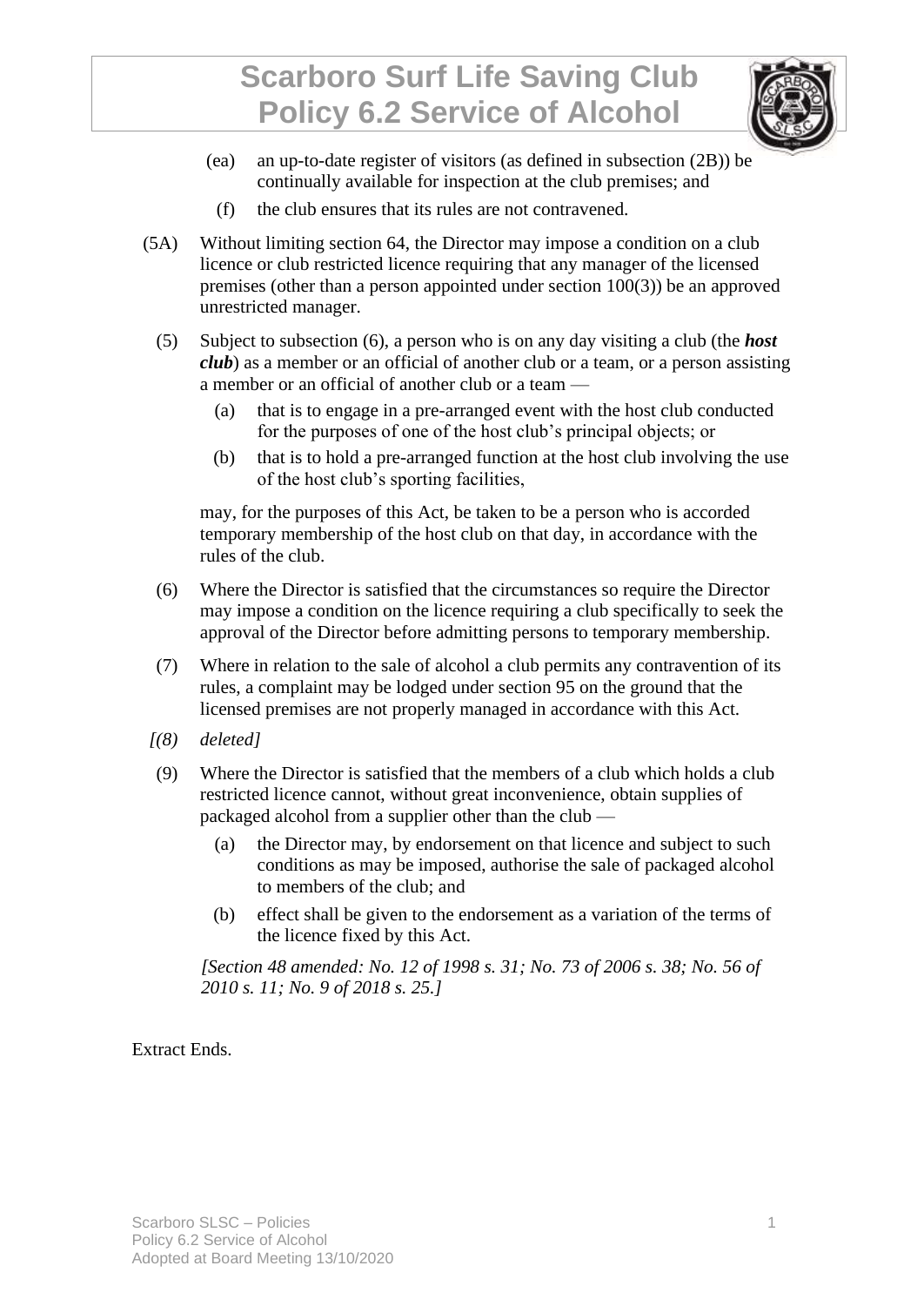(ea) an up-to-date register of visitors (as defined in subsection (2B)) be continually available for inspection at the club premises; and

(f) the club ensures that its rules are not contravened.

(5A) Without limiting section 64, the Director may impose a condition on a club licence or club restricted licence requiring that any manager of the licensed premises (other than a person appointed under section 100(3)) be an approved unrestricted manager.

(5) Subject to subsection (6), a person who is on any day visiting a club (the ***host club***) as a member or an official of another club or a team, or a person assisting a member or an official of another club or a team —

(a) that is to engage in a pre-arranged event with the host club conducted for the purposes of one of the host club's principal objects; or

(b) that is to hold a pre-arranged function at the host club involving the use of the host club's sporting facilities,

may, for the purposes of this Act, be taken to be a person who is accorded temporary membership of the host club on that day, in accordance with the rules of the club.

(6) Where the Director is satisfied that the circumstances so require the Director may impose a condition on the licence requiring a club specifically to seek the approval of the Director before admitting persons to temporary membership.

(7) Where in relation to the sale of alcohol a club permits any contravention of its rules, a complaint may be lodged under section 95 on the ground that the licensed premises are not properly managed in accordance with this Act.

*[(8) deleted]*

(9) Where the Director is satisfied that the members of a club which holds a club restricted licence cannot, without great inconvenience, obtain supplies of packaged alcohol from a supplier other than the club —

(a) the Director may, by endorsement on that licence and subject to such conditions as may be imposed, authorise the sale of packaged alcohol to members of the club; and

(b) effect shall be given to the endorsement as a variation of the terms of the licence fixed by this Act.

*[Section 48 amended: No. 12 of 1998 s. 31; No. 73 of 2006 s. 38; No. 56 of 2010 s. 11; No. 9 of 2018 s. 25.]*

Extract Ends.